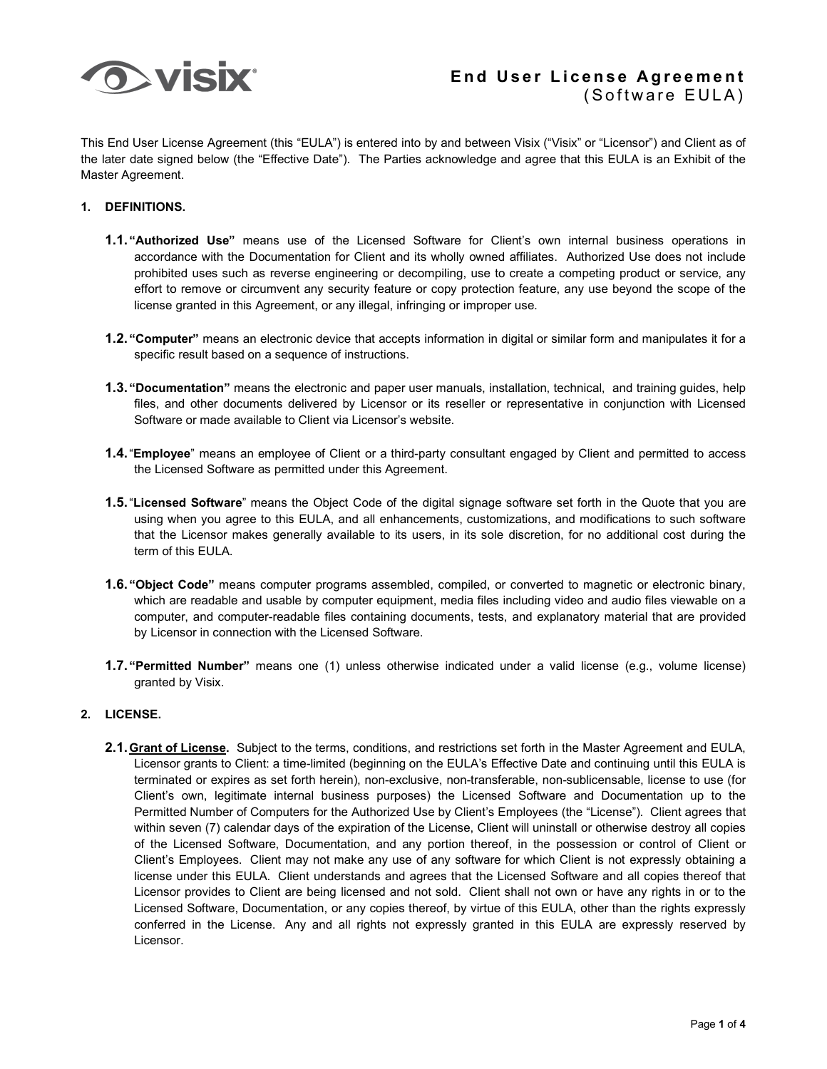# End User License Agreement
## (Software EULA)

This End User License Agreement (this "EULA") is entered into by and between Visix ("Visix" or "Licensor") and Client as of the later date signed below (the "Effective Date"). The Parties acknowledge and agree that this EULA is an Exhibit of the Master Agreement.

**1. DEFINITIONS.**

**1.1. "Authorized Use"** means use of the Licensed Software for Client's own internal business operations in accordance with the Documentation for Client and its wholly owned affiliates. Authorized Use does not include prohibited uses such as reverse engineering or decompiling, use to create a competing product or service, any effort to remove or circumvent any security feature or copy protection feature, any use beyond the scope of the license granted in this Agreement, or any illegal, infringing or improper use.

**1.2. "Computer"** means an electronic device that accepts information in digital or similar form and manipulates it for a specific result based on a sequence of instructions.

**1.3. "Documentation"** means the electronic and paper user manuals, installation, technical, and training guides, help files, and other documents delivered by Licensor or its reseller or representative in conjunction with Licensed Software or made available to Client via Licensor's website.

**1.4.** "**Employee**" means an employee of Client or a third-party consultant engaged by Client and permitted to access the Licensed Software as permitted under this Agreement.

**1.5.** "**Licensed Software**" means the Object Code of the digital signage software set forth in the Quote that you are using when you agree to this EULA, and all enhancements, customizations, and modifications to such software that the Licensor makes generally available to its users, in its sole discretion, for no additional cost during the term of this EULA.

**1.6. "Object Code"** means computer programs assembled, compiled, or converted to magnetic or electronic binary, which are readable and usable by computer equipment, media files including video and audio files viewable on a computer, and computer-readable files containing documents, tests, and explanatory material that are provided by Licensor in connection with the Licensed Software.

**1.7. "Permitted Number"** means one (1) unless otherwise indicated under a valid license (e.g., volume license) granted by Visix.

**2. LICENSE.**

**2.1. <u>Grant of License</u>.** Subject to the terms, conditions, and restrictions set forth in the Master Agreement and EULA, Licensor grants to Client: a time-limited (beginning on the EULA's Effective Date and continuing until this EULA is terminated or expires as set forth herein), non-exclusive, non-transferable, non-sublicensable, license to use (for Client's own, legitimate internal business purposes) the Licensed Software and Documentation up to the Permitted Number of Computers for the Authorized Use by Client's Employees (the "License"). Client agrees that within seven (7) calendar days of the expiration of the License, Client will uninstall or otherwise destroy all copies of the Licensed Software, Documentation, and any portion thereof, in the possession or control of Client or Client's Employees. Client may not make any use of any software for which Client is not expressly obtaining a license under this EULA. Client understands and agrees that the Licensed Software and all copies thereof that Licensor provides to Client are being licensed and not sold. Client shall not own or have any rights in or to the Licensed Software, Documentation, or any copies thereof, by virtue of this EULA, other than the rights expressly conferred in the License. Any and all rights not expressly granted in this EULA are expressly reserved by Licensor.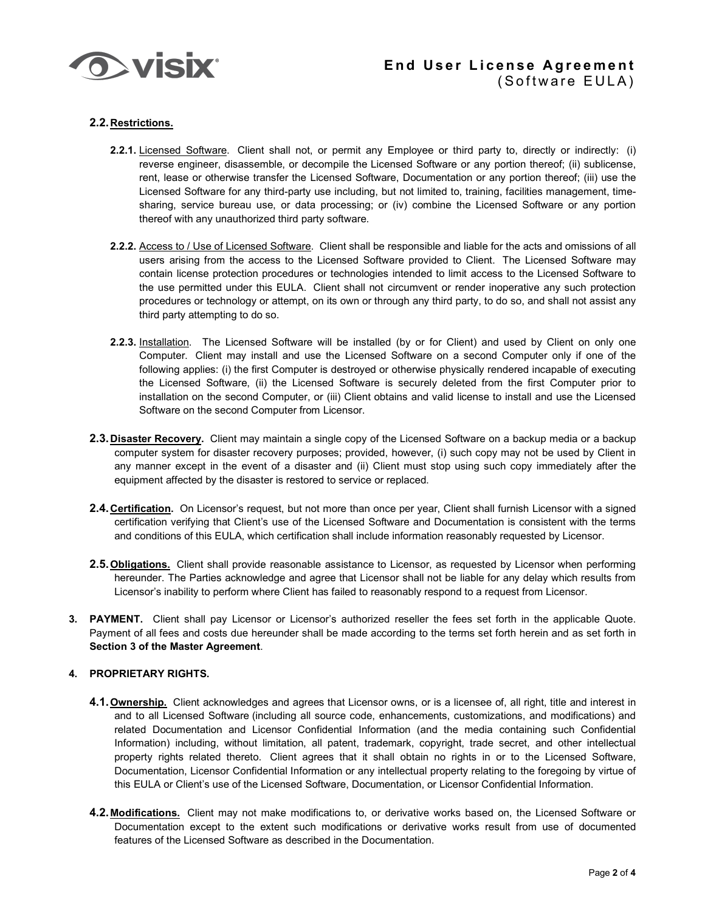**2.2. Restrictions.**

**2.2.1.** Licensed Software. Client shall not, or permit any Employee or third party to, directly or indirectly: (i) reverse engineer, disassemble, or decompile the Licensed Software or any portion thereof; (ii) sublicense, rent, lease or otherwise transfer the Licensed Software, Documentation or any portion thereof; (iii) use the Licensed Software for any third-party use including, but not limited to, training, facilities management, time-sharing, service bureau use, or data processing; or (iv) combine the Licensed Software or any portion thereof with any unauthorized third party software.

**2.2.2.** Access to / Use of Licensed Software. Client shall be responsible and liable for the acts and omissions of all users arising from the access to the Licensed Software provided to Client. The Licensed Software may contain license protection procedures or technologies intended to limit access to the Licensed Software to the use permitted under this EULA. Client shall not circumvent or render inoperative any such protection procedures or technology or attempt, on its own or through any third party, to do so, and shall not assist any third party attempting to do so.

**2.2.3.** Installation. The Licensed Software will be installed (by or for Client) and used by Client on only one Computer. Client may install and use the Licensed Software on a second Computer only if one of the following applies: (i) the first Computer is destroyed or otherwise physically rendered incapable of executing the Licensed Software, (ii) the Licensed Software is securely deleted from the first Computer prior to installation on the second Computer, or (iii) Client obtains and valid license to install and use the Licensed Software on the second Computer from Licensor.

**2.3. Disaster Recovery.** Client may maintain a single copy of the Licensed Software on a backup media or a backup computer system for disaster recovery purposes; provided, however, (i) such copy may not be used by Client in any manner except in the event of a disaster and (ii) Client must stop using such copy immediately after the equipment affected by the disaster is restored to service or replaced.

**2.4. Certification.** On Licensor's request, but not more than once per year, Client shall furnish Licensor with a signed certification verifying that Client's use of the Licensed Software and Documentation is consistent with the terms and conditions of this EULA, which certification shall include information reasonably requested by Licensor.

**2.5. Obligations.** Client shall provide reasonable assistance to Licensor, as requested by Licensor when performing hereunder. The Parties acknowledge and agree that Licensor shall not be liable for any delay which results from Licensor's inability to perform where Client has failed to reasonably respond to a request from Licensor.

**3. PAYMENT.** Client shall pay Licensor or Licensor's authorized reseller the fees set forth in the applicable Quote. Payment of all fees and costs due hereunder shall be made according to the terms set forth herein and as set forth in **Section 3 of the Master Agreement**.

**4. PROPRIETARY RIGHTS.**

**4.1. Ownership.** Client acknowledges and agrees that Licensor owns, or is a licensee of, all right, title and interest in and to all Licensed Software (including all source code, enhancements, customizations, and modifications) and related Documentation and Licensor Confidential Information (and the media containing such Confidential Information) including, without limitation, all patent, trademark, copyright, trade secret, and other intellectual property rights related thereto. Client agrees that it shall obtain no rights in or to the Licensed Software, Documentation, Licensor Confidential Information or any intellectual property relating to the foregoing by virtue of this EULA or Client's use of the Licensed Software, Documentation, or Licensor Confidential Information.

**4.2. Modifications.** Client may not make modifications to, or derivative works based on, the Licensed Software or Documentation except to the extent such modifications or derivative works result from use of documented features of the Licensed Software as described in the Documentation.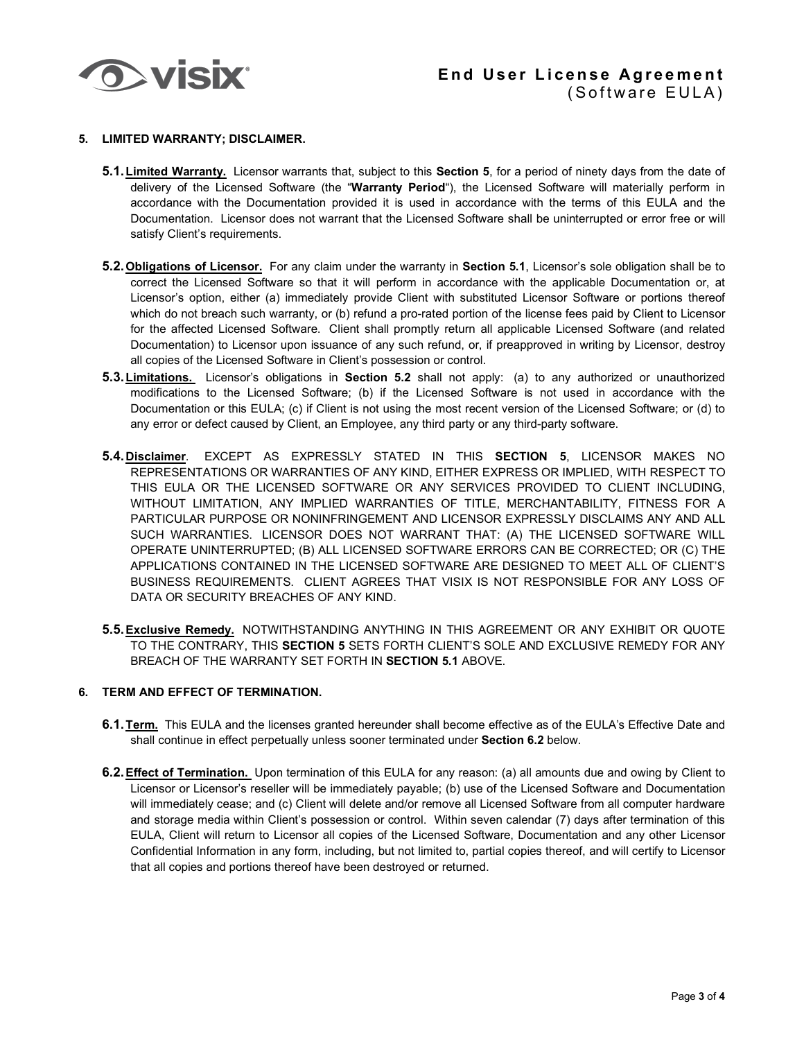## 5. LIMITED WARRANTY; DISCLAIMER.

**5.1. Limited Warranty.** Licensor warrants that, subject to this **Section 5**, for a period of ninety days from the date of delivery of the Licensed Software (the "**Warranty Period**"), the Licensed Software will materially perform in accordance with the Documentation provided it is used in accordance with the terms of this EULA and the Documentation. Licensor does not warrant that the Licensed Software shall be uninterrupted or error free or will satisfy Client's requirements.

**5.2. Obligations of Licensor.** For any claim under the warranty in **Section 5.1**, Licensor's sole obligation shall be to correct the Licensed Software so that it will perform in accordance with the applicable Documentation or, at Licensor's option, either (a) immediately provide Client with substituted Licensor Software or portions thereof which do not breach such warranty, or (b) refund a pro-rated portion of the license fees paid by Client to Licensor for the affected Licensed Software. Client shall promptly return all applicable Licensed Software (and related Documentation) to Licensor upon issuance of any such refund, or, if preapproved in writing by Licensor, destroy all copies of the Licensed Software in Client's possession or control.

**5.3. Limitations.** Licensor's obligations in **Section 5.2** shall not apply: (a) to any authorized or unauthorized modifications to the Licensed Software; (b) if the Licensed Software is not used in accordance with the Documentation or this EULA; (c) if Client is not using the most recent version of the Licensed Software; or (d) to any error or defect caused by Client, an Employee, any third party or any third-party software.

**5.4. Disclaimer**. EXCEPT AS EXPRESSLY STATED IN THIS **SECTION 5**, LICENSOR MAKES NO REPRESENTATIONS OR WARRANTIES OF ANY KIND, EITHER EXPRESS OR IMPLIED, WITH RESPECT TO THIS EULA OR THE LICENSED SOFTWARE OR ANY SERVICES PROVIDED TO CLIENT INCLUDING, WITHOUT LIMITATION, ANY IMPLIED WARRANTIES OF TITLE, MERCHANTABILITY, FITNESS FOR A PARTICULAR PURPOSE OR NONINFRINGEMENT AND LICENSOR EXPRESSLY DISCLAIMS ANY AND ALL SUCH WARRANTIES. LICENSOR DOES NOT WARRANT THAT: (A) THE LICENSED SOFTWARE WILL OPERATE UNINTERRUPTED; (B) ALL LICENSED SOFTWARE ERRORS CAN BE CORRECTED; OR (C) THE APPLICATIONS CONTAINED IN THE LICENSED SOFTWARE ARE DESIGNED TO MEET ALL OF CLIENT'S BUSINESS REQUIREMENTS. CLIENT AGREES THAT VISIX IS NOT RESPONSIBLE FOR ANY LOSS OF DATA OR SECURITY BREACHES OF ANY KIND.

**5.5. Exclusive Remedy.** NOTWITHSTANDING ANYTHING IN THIS AGREEMENT OR ANY EXHIBIT OR QUOTE TO THE CONTRARY, THIS **SECTION 5** SETS FORTH CLIENT'S SOLE AND EXCLUSIVE REMEDY FOR ANY BREACH OF THE WARRANTY SET FORTH IN **SECTION 5.1** ABOVE.

## 6. TERM AND EFFECT OF TERMINATION.

**6.1. Term.** This EULA and the licenses granted hereunder shall become effective as of the EULA's Effective Date and shall continue in effect perpetually unless sooner terminated under **Section 6.2** below.

**6.2. Effect of Termination.** Upon termination of this EULA for any reason: (a) all amounts due and owing by Client to Licensor or Licensor's reseller will be immediately payable; (b) use of the Licensed Software and Documentation will immediately cease; and (c) Client will delete and/or remove all Licensed Software from all computer hardware and storage media within Client's possession or control. Within seven calendar (7) days after termination of this EULA, Client will return to Licensor all copies of the Licensed Software, Documentation and any other Licensor Confidential Information in any form, including, but not limited to, partial copies thereof, and will certify to Licensor that all copies and portions thereof have been destroyed or returned.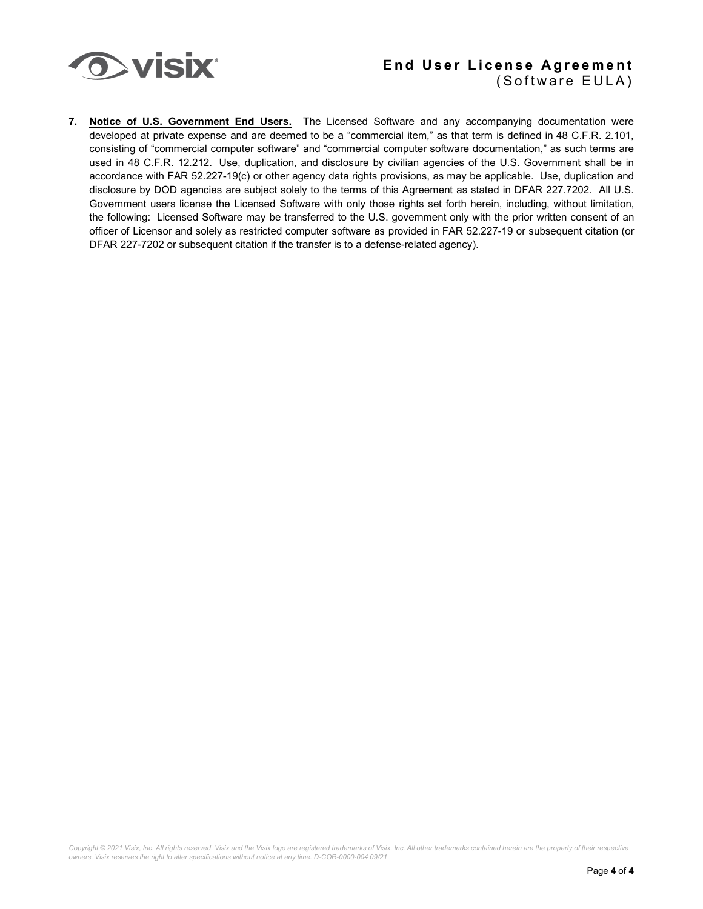7. **Notice of U.S. Government End Users.** The Licensed Software and any accompanying documentation were developed at private expense and are deemed to be a "commercial item," as that term is defined in 48 C.F.R. 2.101, consisting of "commercial computer software" and "commercial computer software documentation," as such terms are used in 48 C.F.R. 12.212. Use, duplication, and disclosure by civilian agencies of the U.S. Government shall be in accordance with FAR 52.227-19(c) or other agency data rights provisions, as may be applicable. Use, duplication and disclosure by DOD agencies are subject solely to the terms of this Agreement as stated in DFAR 227.7202. All U.S. Government users license the Licensed Software with only those rights set forth herein, including, without limitation, the following: Licensed Software may be transferred to the U.S. government only with the prior written consent of an officer of Licensor and solely as restricted computer software as provided in FAR 52.227-19 or subsequent citation (or DFAR 227-7202 or subsequent citation if the transfer is to a defense-related agency).